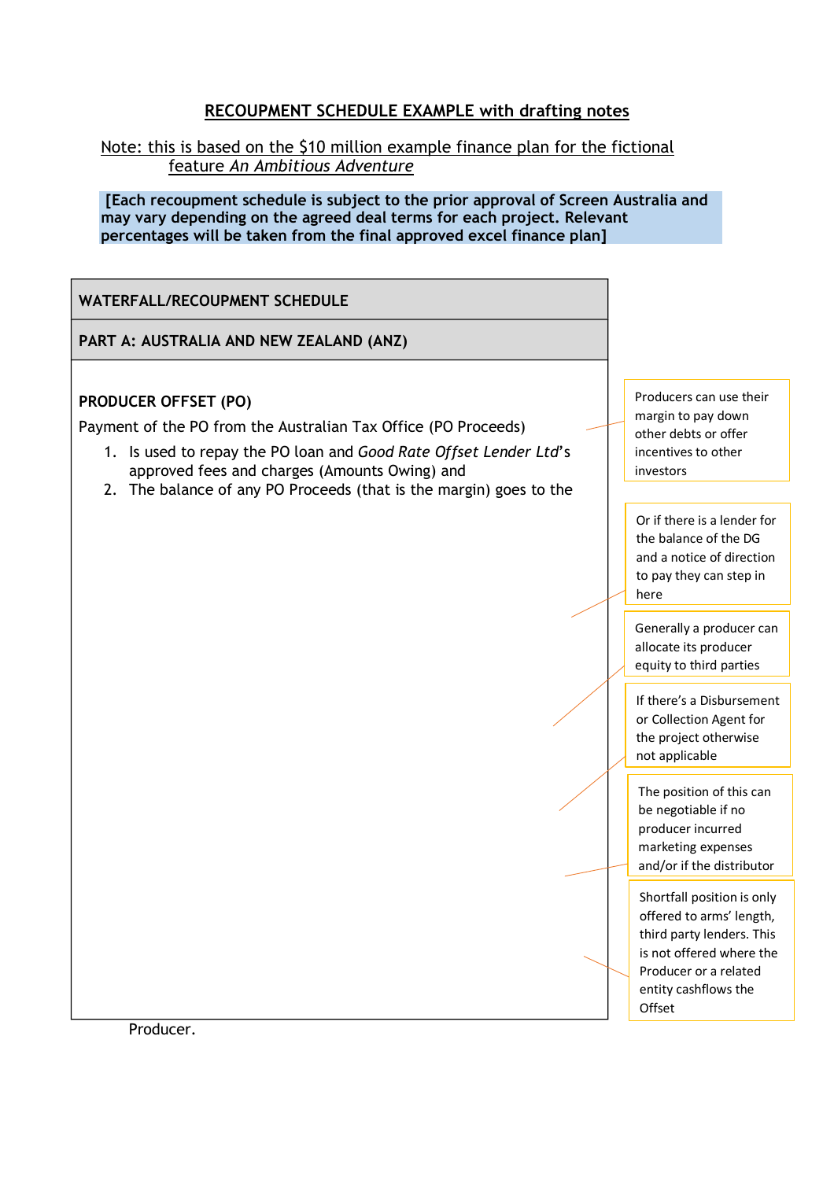# RECOUPMENT SCHEDULE EXAMPLE with drafting notes

Note: this is based on the $10 million example finance plan for the fictional feature *An Ambitious Adventure*

**[Each recoupment schedule is subject to the prior approval of Screen Australia and may vary depending on the agreed deal terms for each project. Relevant percentages will be taken from the final approved excel finance plan]**

## WATERFALL/RECOUPMENT SCHEDULE

## PART A: AUSTRALIA AND NEW ZEALAND (ANZ)

### PRODUCER OFFSET (PO)

Payment of the PO from the Australian Tax Office (PO Proceeds)

1. Is used to repay the PO loan and *Good Rate Offset Lender Ltd*'s approved fees and charges (Amounts Owing) and
2. The balance of any PO Proceeds (that is the margin) goes to the Producer.

Producers can use their margin to pay down other debts or offer incentives to other investors

Or if there is a lender for the balance of the DG and a notice of direction to pay they can step in here

Generally a producer can allocate its producer equity to third parties

If there's a Disbursement or Collection Agent for the project otherwise not applicable

The position of this can be negotiable if no producer incurred marketing expenses and/or if the distributor

Shortfall position is only offered to arms' length, third party lenders. This is not offered where the Producer or a related entity cashflows the Offset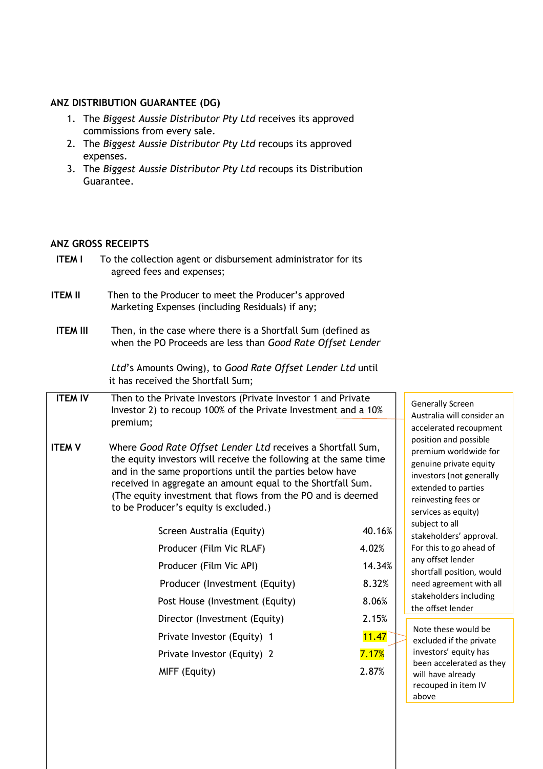**ANZ DISTRIBUTION GUARANTEE (DG)**

1. The *Biggest Aussie Distributor Pty Ltd* receives its approved commissions from every sale.
2. The *Biggest Aussie Distributor Pty Ltd* recoups its approved expenses.
3. The *Biggest Aussie Distributor Pty Ltd* recoups its Distribution Guarantee.

**ANZ GROSS RECEIPTS**

**ITEM I** To the collection agent or disbursement administrator for its agreed fees and expenses;

**ITEM II** Then to the Producer to meet the Producer's approved Marketing Expenses (including Residuals) if any;

**ITEM III** Then, in the case where there is a Shortfall Sum (defined as when the PO Proceeds are less than *Good Rate Offset Lender Ltd*'s Amounts Owing), to *Good Rate Offset Lender Ltd* until it has received the Shortfall Sum;

**ITEM IV** Then to the Private Investors (Private Investor 1 and Private Investor 2) to recoup 100% of the Private Investment and a 10% premium;

> Generally Screen Australia will consider an accelerated recoupment position and possible premium worldwide for genuine private equity investors (not generally extended to parties reinvesting fees or services as equity) subject to all stakeholders' approval. For this to go ahead of any offset lender shortfall position, would need agreement with all stakeholders including the offset lender

**ITEM V** Where *Good Rate Offset Lender Ltd* receives a Shortfall Sum, the equity investors will receive the following at the same time and in the same proportions until the parties below have received in aggregate an amount equal to the Shortfall Sum. (The equity investment that flows from the PO and is deemed to be Producer's equity is excluded.)

| | |
|---|---|
| Screen Australia (Equity) | 40.16% |
| Producer (Film Vic RLAF) | 4.02% |
| Producer (Film Vic API) | 14.34% |
| Producer (Investment (Equity) | 8.32% |
| Post House (Investment (Equity) | 8.06% |
| Director (Investment (Equity) | 2.15% |
| Private Investor (Equity) 1 | 11.47 |
| Private Investor (Equity) 2 | 7.17% |
| MIFF (Equity) | 2.87% |

> Note these would be excluded if the private investors' equity has been accelerated as they will have already recouped in item IV above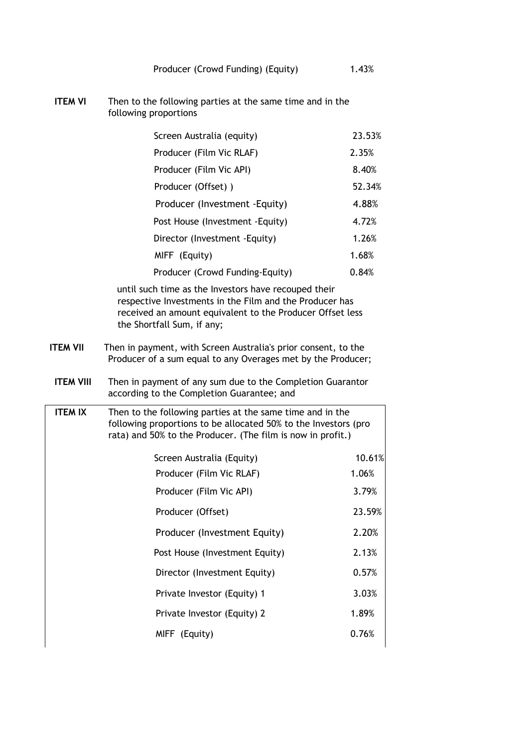| | |
|---|---|
| Producer (Crowd Funding) (Equity) | 1.43% |

**ITEM VI** Then to the following parties at the same time and in the following proportions

| | |
|---|---|
| Screen Australia (equity) | 23.53% |
| Producer (Film Vic RLAF) | 2.35% |
| Producer (Film Vic API) | 8.40% |
| Producer (Offset) ) | 52.34% |
| Producer (Investment -Equity) | 4.88% |
| Post House (Investment -Equity) | 4.72% |
| Director (Investment -Equity) | 1.26% |
| MIFF (Equity) | 1.68% |
| Producer (Crowd Funding-Equity) | 0.84% |

until such time as the Investors have recouped their respective Investments in the Film and the Producer has received an amount equivalent to the Producer Offset less the Shortfall Sum, if any;

**ITEM VII** Then in payment, with Screen Australia's prior consent, to the Producer of a sum equal to any Overages met by the Producer;

**ITEM VIII** Then in payment of any sum due to the Completion Guarantor according to the Completion Guarantee; and

**ITEM IX** Then to the following parties at the same time and in the following proportions to be allocated 50% to the Investors (pro rata) and 50% to the Producer. (The film is now in profit.)

| | |
|---|---|
| Screen Australia (Equity) | 10.61% |
| Producer (Film Vic RLAF) | 1.06% |
| Producer (Film Vic API) | 3.79% |
| Producer (Offset) | 23.59% |
| Producer (Investment Equity) | 2.20% |
| Post House (Investment Equity) | 2.13% |
| Director (Investment Equity) | 0.57% |
| Private Investor (Equity) 1 | 3.03% |
| Private Investor (Equity) 2 | 1.89% |
| MIFF (Equity) | 0.76% |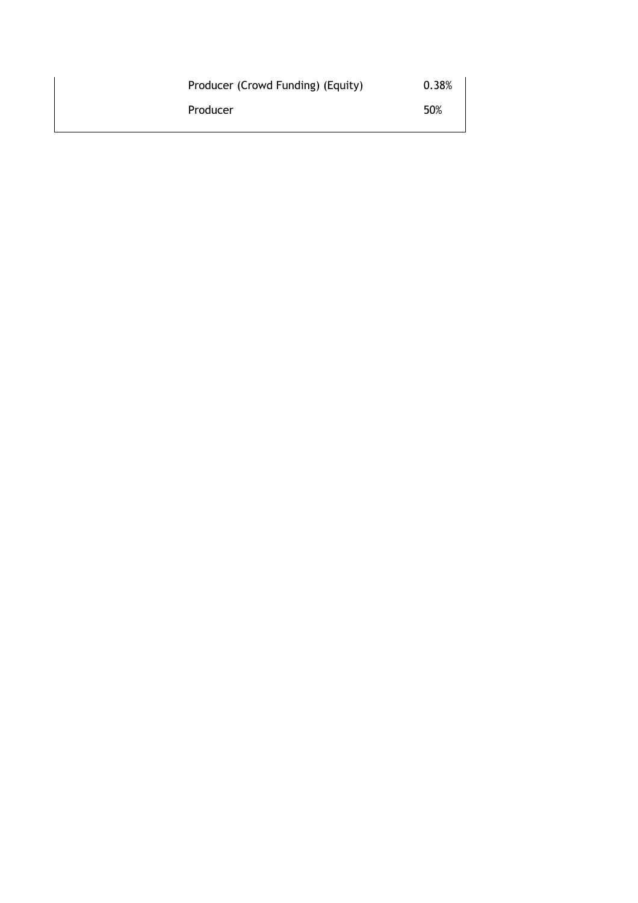| | | |
|---|---|---|
| | Producer (Crowd Funding) (Equity) | 0.38% |
| | Producer | 50% |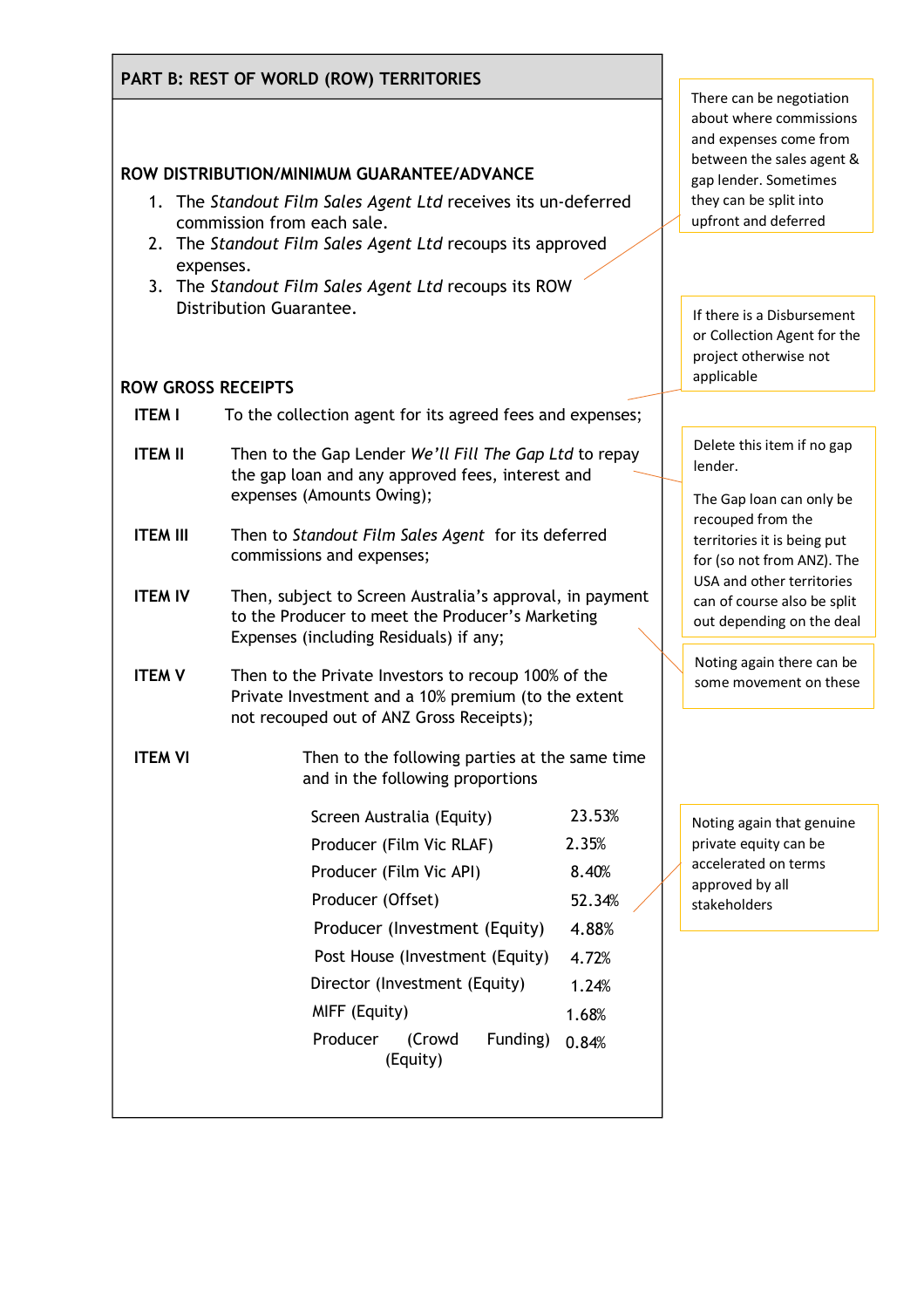## PART B: REST OF WORLD (ROW) TERRITORIES

### ROW DISTRIBUTION/MINIMUM GUARANTEE/ADVANCE

1. The *Standout Film Sales Agent Ltd* receives its un-deferred commission from each sale.
2. The *Standout Film Sales Agent Ltd* recoups its approved expenses.
3. The *Standout Film Sales Agent Ltd* recoups its ROW Distribution Guarantee.

> There can be negotiation about where commissions and expenses come from between the sales agent & gap lender. Sometimes they can be split into upfront and deferred

### ROW GROSS RECEIPTS

**ITEM I** To the collection agent for its agreed fees and expenses;

> If there is a Disbursement or Collection Agent for the project otherwise not applicable

**ITEM II** Then to the Gap Lender *We'll Fill The Gap Ltd* to repay the gap loan and any approved fees, interest and expenses (Amounts Owing);

> Delete this item if no gap lender.
>
> The Gap loan can only be recouped from the territories it is being put for (so not from ANZ). The USA and other territories can of course also be split out depending on the deal

**ITEM III** Then to *Standout Film Sales Agent* for its deferred commissions and expenses;

**ITEM IV** Then, subject to Screen Australia's approval, in payment to the Producer to meet the Producer's Marketing Expenses (including Residuals) if any;

> Noting again there can be some movement on these

**ITEM V** Then to the Private Investors to recoup 100% of the Private Investment and a 10% premium (to the extent not recouped out of ANZ Gross Receipts);

**ITEM VI** Then to the following parties at the same time and in the following proportions

| Party | Proportion |
|---|---|
| Screen Australia (Equity) | 23.53% |
| Producer (Film Vic RLAF) | 2.35% |
| Producer (Film Vic API) | 8.40% |
| Producer (Offset) | 52.34% |
| Producer (Investment (Equity) | 4.88% |
| Post House (Investment (Equity) | 4.72% |
| Director (Investment (Equity) | 1.24% |
| MIFF (Equity) | 1.68% |
| Producer (Crowd Funding) (Equity) | 0.84% |

> Noting again that genuine private equity can be accelerated on terms approved by all stakeholders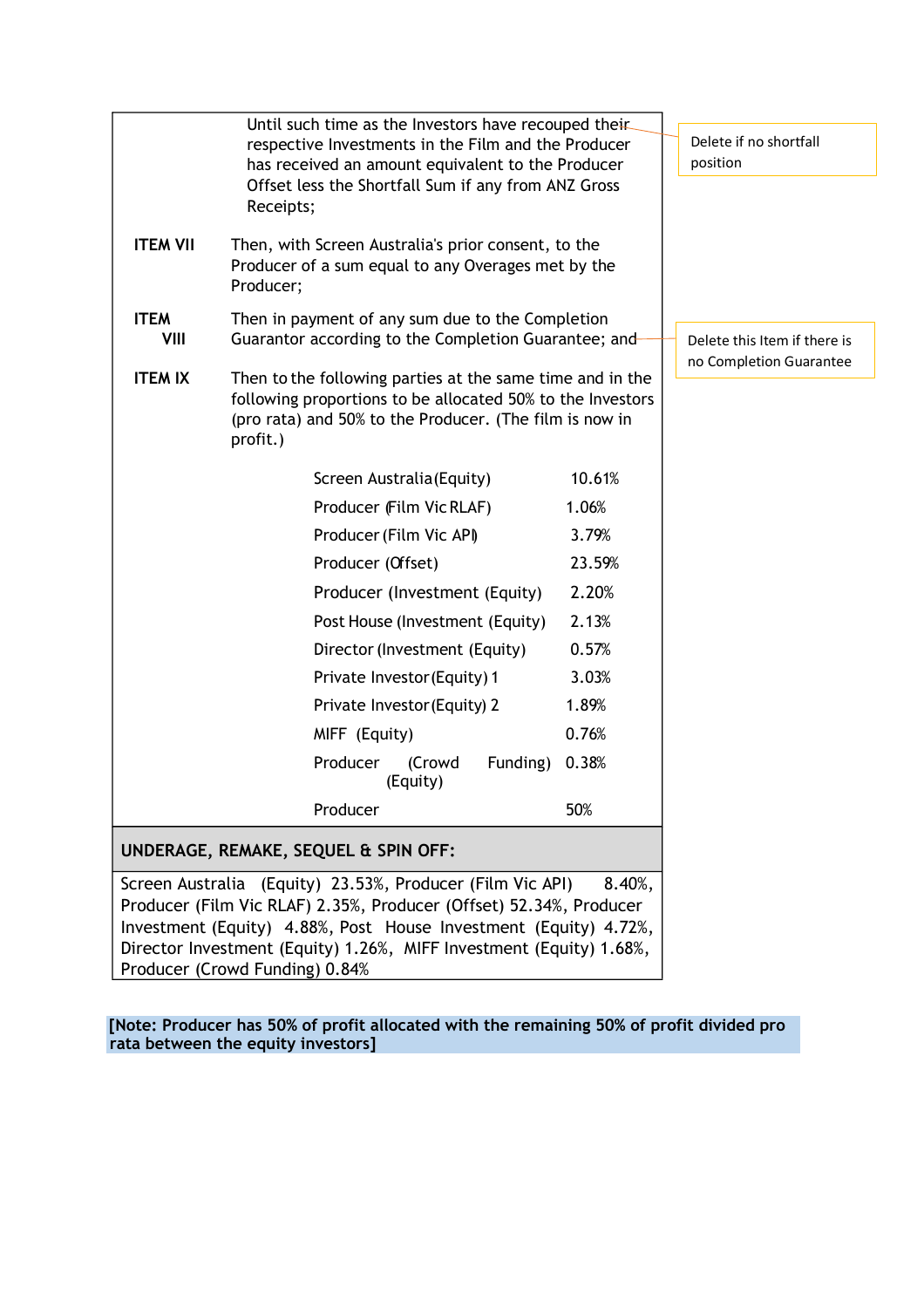Until such time as the Investors have recouped their respective Investments in the Film and the Producer has received an amount equivalent to the Producer Offset less the Shortfall Sum if any from ANZ Gross Receipts;

> Delete if no shortfall position

**ITEM VII** Then, with Screen Australia's prior consent, to the Producer of a sum equal to any Overages met by the Producer;

**ITEM VIII** Then in payment of any sum due to the Completion Guarantor according to the Completion Guarantee; and

> Delete this Item if there is no Completion Guarantee

**ITEM IX** Then to the following parties at the same time and in the following proportions to be allocated 50% to the Investors (pro rata) and 50% to the Producer. (The film is now in profit.)

| | |
|---|---|
| Screen Australia (Equity) | 10.61% |
| Producer (Film Vic RLAF) | 1.06% |
| Producer (Film Vic API) | 3.79% |
| Producer (Offset) | 23.59% |
| Producer (Investment (Equity) | 2.20% |
| Post House (Investment (Equity) | 2.13% |
| Director (Investment (Equity) | 0.57% |
| Private Investor (Equity) 1 | 3.03% |
| Private Investor (Equity) 2 | 1.89% |
| MIFF (Equity) | 0.76% |
| Producer (Crowd Funding) (Equity) | 0.38% |
| Producer | 50% |

**UNDERAGE, REMAKE, SEQUEL & SPIN OFF:**

Screen Australia (Equity) 23.53%, Producer (Film Vic API) 8.40%, Producer (Film Vic RLAF) 2.35%, Producer (Offset) 52.34%, Producer Investment (Equity) 4.88%, Post House Investment (Equity) 4.72%, Director Investment (Equity) 1.26%, MIFF Investment (Equity) 1.68%, Producer (Crowd Funding) 0.84%

**[Note: Producer has 50% of profit allocated with the remaining 50% of profit divided pro rata between the equity investors]**